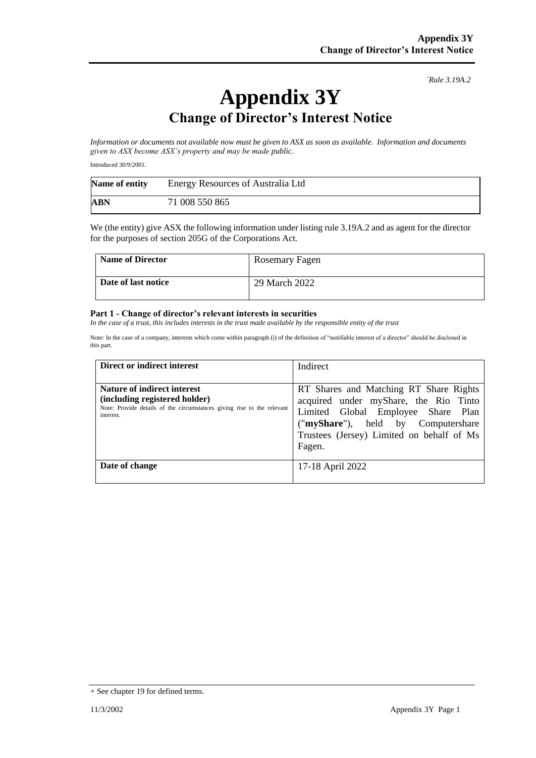`Rule 3.19A.2

# Appendix 3Y
## Change of Director's Interest Notice

*Information or documents not available now must be given to ASX as soon as available. Information and documents given to ASX become ASX's property and may be made public.*

Introduced 30/9/2001.

| **Name of entity** | Energy Resources of Australia Ltd |
|---|---|
| **ABN** | 71 008 550 865 |

We (the entity) give ASX the following information under listing rule 3.19A.2 and as agent for the director for the purposes of section 205G of the Corporations Act.

| **Name of Director** | Rosemary Fagen |
|---|---|
| **Date of last notice** | 29 March 2022 |

**Part 1 - Change of director's relevant interests in securities**

*In the case of a trust, this includes interests in the trust made available by the responsible entity of the trust*

Note: In the case of a company, interests which come within paragraph (i) of the definition of "notifiable interest of a director" should be disclosed in this part.

| **Direct or indirect interest** | Indirect |
|---|---|
| **Nature of indirect interest (including registered holder)** Note: Provide details of the circumstances giving rise to the relevant interest. | RT Shares and Matching RT Share Rights acquired under myShare, the Rio Tinto Limited Global Employee Share Plan ("**myShare**"), held by Computershare Trustees (Jersey) Limited on behalf of Ms Fagen. |
| **Date of change** | 17-18 April 2022 |

+ See chapter 19 for defined terms.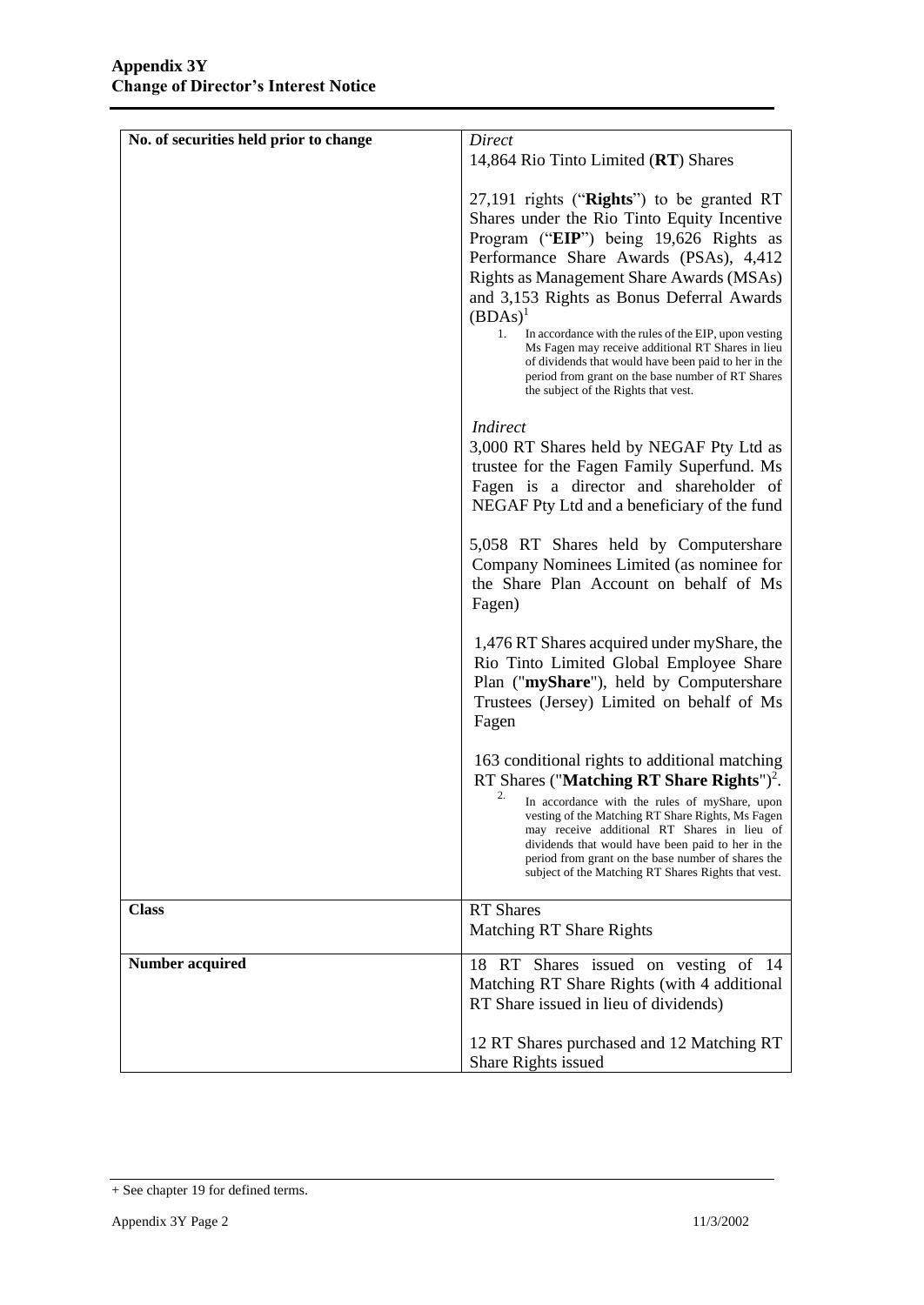| No. of securities held prior to change | *Direct*<br>14,864 Rio Tinto Limited (**RT**) Shares<br><br>27,191 rights ("**Rights**") to be granted RT Shares under the Rio Tinto Equity Incentive Program ("**EIP**") being 19,626 Rights as Performance Share Awards (PSAs), 4,412 Rights as Management Share Awards (MSAs) and 3,153 Rights as Bonus Deferral Awards (BDAs)[1]<br>1. In accordance with the rules of the EIP, upon vesting Ms Fagen may receive additional RT Shares in lieu of dividends that would have been paid to her in the period from grant on the base number of RT Shares the subject of the Rights that vest.<br><br>*Indirect*<br>3,000 RT Shares held by NEGAF Pty Ltd as trustee for the Fagen Family Superfund. Ms Fagen is a director and shareholder of NEGAF Pty Ltd and a beneficiary of the fund<br><br>5,058 RT Shares held by Computershare Company Nominees Limited (as nominee for the Share Plan Account on behalf of Ms Fagen)<br><br>1,476 RT Shares acquired under myShare, the Rio Tinto Limited Global Employee Share Plan ("**myShare**"), held by Computershare Trustees (Jersey) Limited on behalf of Ms Fagen<br><br>163 conditional rights to additional matching RT Shares ("**Matching RT Share Rights**")[2].<br>2. In accordance with the rules of myShare, upon vesting of the Matching RT Share Rights, Ms Fagen may receive additional RT Shares in lieu of dividends that would have been paid to her in the period from grant on the base number of shares the subject of the Matching RT Shares Rights that vest. |
|---|---|
| **Class** | RT Shares<br>Matching RT Share Rights |
| **Number acquired** | 18 RT Shares issued on vesting of 14 Matching RT Share Rights (with 4 additional RT Share issued in lieu of dividends)<br><br>12 RT Shares purchased and 12 Matching RT Share Rights issued |

+ See chapter 19 for defined terms.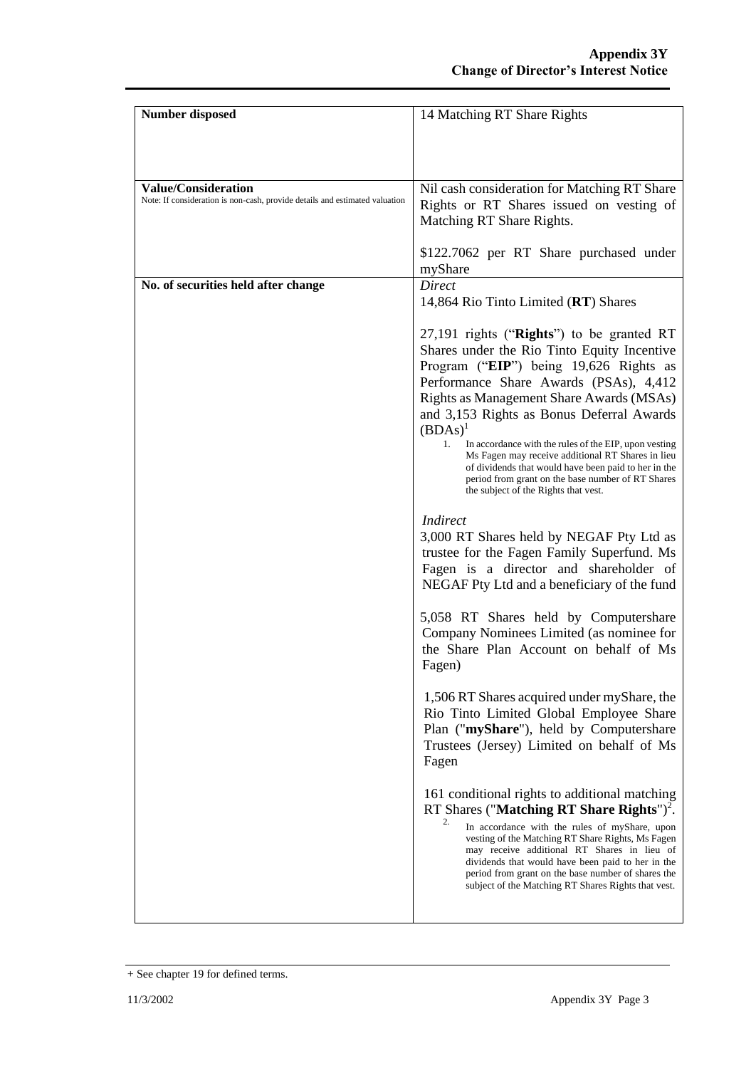| | |
|---|---|
| **Number disposed** | 14 Matching RT Share Rights |
| **Value/Consideration**<br>Note: If consideration is non-cash, provide details and estimated valuation | Nil cash consideration for Matching RT Share Rights or RT Shares issued on vesting of Matching RT Share Rights.<br><br>$122.7062 per RT Share purchased under myShare |
| **No. of securities held after change** | *Direct*<br>14,864 Rio Tinto Limited (**RT**) Shares<br><br>27,191 rights ("**Rights**") to be granted RT Shares under the Rio Tinto Equity Incentive Program ("**EIP**") being 19,626 Rights as Performance Share Awards (PSAs), 4,412 Rights as Management Share Awards (MSAs) and 3,153 Rights as Bonus Deferral Awards (BDAs)[1]<br>1. In accordance with the rules of the EIP, upon vesting Ms Fagen may receive additional RT Shares in lieu of dividends that would have been paid to her in the period from grant on the base number of RT Shares the subject of the Rights that vest.<br><br>*Indirect*<br>3,000 RT Shares held by NEGAF Pty Ltd as trustee for the Fagen Family Superfund. Ms Fagen is a director and shareholder of NEGAF Pty Ltd and a beneficiary of the fund<br><br>5,058 RT Shares held by Computershare Company Nominees Limited (as nominee for the Share Plan Account on behalf of Ms Fagen)<br><br>1,506 RT Shares acquired under myShare, the Rio Tinto Limited Global Employee Share Plan ("**myShare**"), held by Computershare Trustees (Jersey) Limited on behalf of Ms Fagen<br><br>161 conditional rights to additional matching RT Shares ("**Matching RT Share Rights**")[2].<br>2. In accordance with the rules of myShare, upon vesting of the Matching RT Share Rights, Ms Fagen may receive additional RT Shares in lieu of dividends that would have been paid to her in the period from grant on the base number of shares the subject of the Matching RT Shares Rights that vest. |

+ See chapter 19 for defined terms.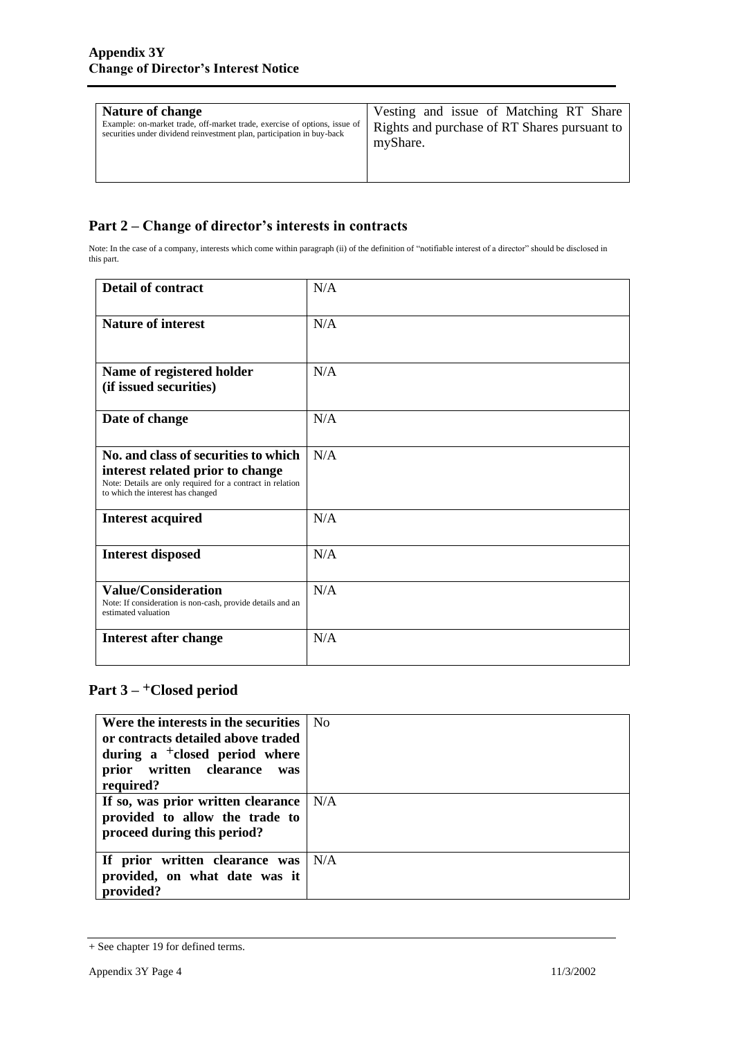| | |
|---|---|
| **Nature of change**<br>Example: on-market trade, off-market trade, exercise of options, issue of securities under dividend reinvestment plan, participation in buy-back | Vesting and issue of Matching RT Share Rights and purchase of RT Shares pursuant to myShare. |

## Part 2 – Change of director's interests in contracts

Note: In the case of a company, interests which come within paragraph (ii) of the definition of "notifiable interest of a director" should be disclosed in this part.

| | |
|---|---|
| **Detail of contract** | N/A |
| **Nature of interest** | N/A |
| **Name of registered holder (if issued securities)** | N/A |
| **Date of change** | N/A |
| **No. and class of securities to which interest related prior to change**<br>Note: Details are only required for a contract in relation to which the interest has changed | N/A |
| **Interest acquired** | N/A |
| **Interest disposed** | N/A |
| **Value/Consideration**<br>Note: If consideration is non-cash, provide details and an estimated valuation | N/A |
| **Interest after change** | N/A |

## Part 3 – +Closed period

| | |
|---|---|
| **Were the interests in the securities or contracts detailed above traded during a +closed period where prior written clearance was required?** | No |
| **If so, was prior written clearance provided to allow the trade to proceed during this period?** | N/A |
| **If prior written clearance was provided, on what date was it provided?** | N/A |

+ See chapter 19 for defined terms.